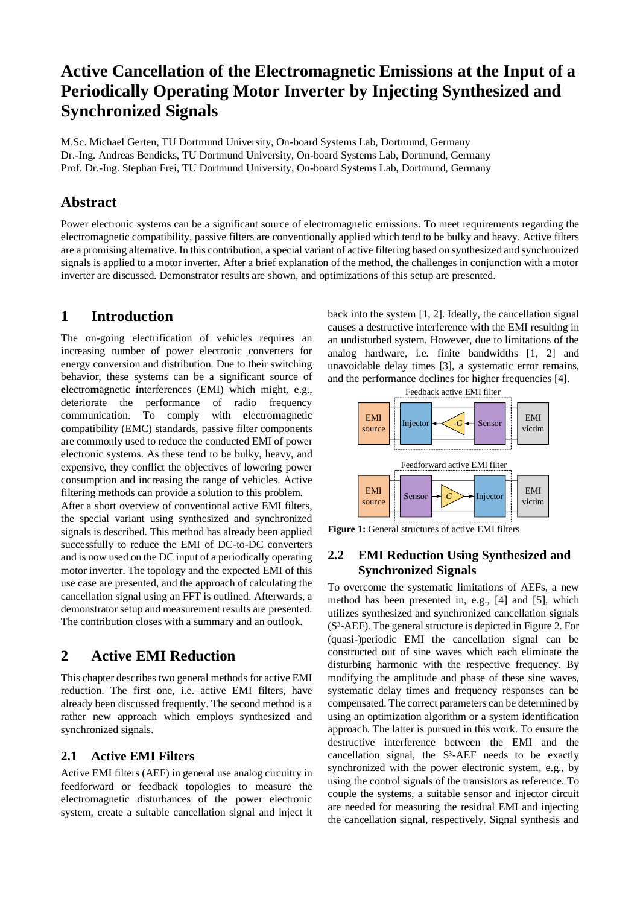# Active Cancellation of the Electromagnetic Emissions at the Input of a Periodically Operating Motor Inverter by Injecting Synthesized and Synchronized Signals

M.Sc. Michael Gerten, TU Dortmund University, On-board Systems Lab, Dortmund, Germany
Dr.-Ing. Andreas Bendicks, TU Dortmund University, On-board Systems Lab, Dortmund, Germany
Prof. Dr.-Ing. Stephan Frei, TU Dortmund University, On-board Systems Lab, Dortmund, Germany

## Abstract

Power electronic systems can be a significant source of electromagnetic emissions. To meet requirements regarding the electromagnetic compatibility, passive filters are conventionally applied which tend to be bulky and heavy. Active filters are a promising alternative. In this contribution, a special variant of active filtering based on synthesized and synchronized signals is applied to a motor inverter. After a brief explanation of the method, the challenges in conjunction with a motor inverter are discussed. Demonstrator results are shown, and optimizations of this setup are presented.

## 1 Introduction

The on-going electrification of vehicles requires an increasing number of power electronic converters for energy conversion and distribution. Due to their switching behavior, these systems can be a significant source of **e**lectro**m**agnetic **i**nterferences (EMI) which might, e.g., deteriorate the performance of radio frequency communication. To comply with **e**lectro**m**agnetic **c**ompatibility (EMC) standards, passive filter components are commonly used to reduce the conducted EMI of power electronic systems. As these tend to be bulky, heavy, and expensive, they conflict the objectives of lowering power consumption and increasing the range of vehicles. Active filtering methods can provide a solution to this problem.

After a short overview of conventional active EMI filters, the special variant using synthesized and synchronized signals is described. This method has already been applied successfully to reduce the EMI of DC-to-DC converters and is now used on the DC input of a periodically operating motor inverter. The topology and the expected EMI of this use case are presented, and the approach of calculating the cancellation signal using an FFT is outlined. Afterwards, a demonstrator setup and measurement results are presented. The contribution closes with a summary and an outlook.

## 2 Active EMI Reduction

This chapter describes two general methods for active EMI reduction. The first one, i.e. active EMI filters, have already been discussed frequently. The second method is a rather new approach which employs synthesized and synchronized signals.

### 2.1 Active EMI Filters

Active EMI filters (AEF) in general use analog circuitry in feedforward or feedback topologies to measure the electromagnetic disturbances of the power electronic system, create a suitable cancellation signal and inject it back into the system [1, 2]. Ideally, the cancellation signal causes a destructive interference with the EMI resulting in an undisturbed system. However, due to limitations of the analog hardware, i.e. finite bandwidths [1, 2] and unavoidable delay times [3], a systematic error remains, and the performance declines for higher frequencies [4].

Feedback active EMI filter

EMI source | Injector | -G | Sensor | EMI victim

Feedforward active EMI filter

EMI source | Sensor | -G | Injector | EMI victim

**Figure 1:** General structures of active EMI filters

### 2.2 EMI Reduction Using Synthesized and Synchronized Signals

To overcome the systematic limitations of AEFs, a new method has been presented in, e.g., [4] and [5], which utilizes **s**ynthesized and **s**ynchronized cancellation **s**ignals ($S^3$-AEF). The general structure is depicted in Figure 2. For (quasi-)periodic EMI the cancellation signal can be constructed out of sine waves which each eliminate the disturbing harmonic with the respective frequency. By modifying the amplitude and phase of these sine waves, systematic delay times and frequency responses can be compensated. The correct parameters can be determined by using an optimization algorithm or a system identification approach. The latter is pursued in this work. To ensure the destructive interference between the EMI and the cancellation signal, the $S^3$-AEF needs to be exactly synchronized with the power electronic system, e.g., by using the control signals of the transistors as reference. To couple the systems, a suitable sensor and injector circuit are needed for measuring the residual EMI and injecting the cancellation signal, respectively. Signal synthesis and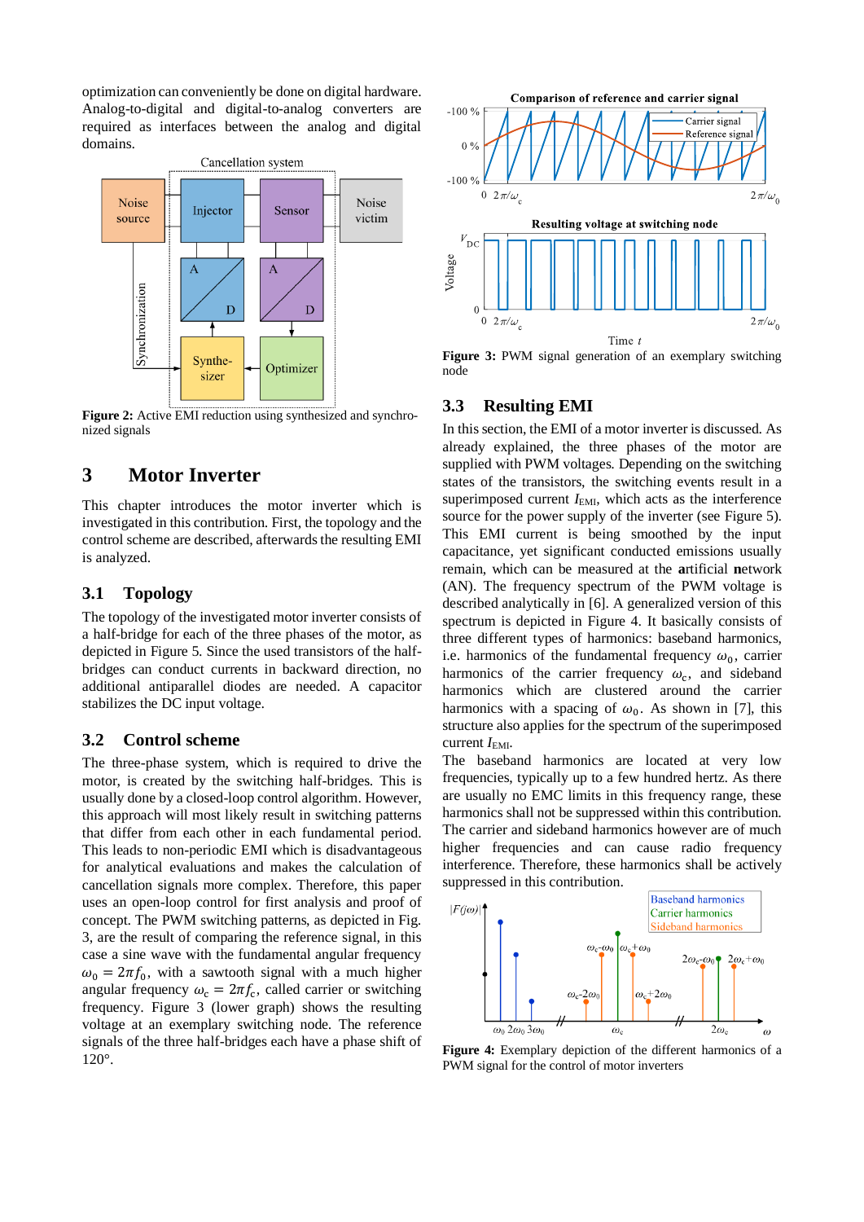optimization can conveniently be done on digital hardware. Analog-to-digital and digital-to-analog converters are required as interfaces between the analog and digital domains.

**Figure 2:** Active EMI reduction using synthesized and synchronized signals

## 3 Motor Inverter

This chapter introduces the motor inverter which is investigated in this contribution. First, the topology and the control scheme are described, afterwards the resulting EMI is analyzed.

### 3.1 Topology

The topology of the investigated motor inverter consists of a half-bridge for each of the three phases of the motor, as depicted in Figure 5. Since the used transistors of the half-bridges can conduct currents in backward direction, no additional antiparallel diodes are needed. A capacitor stabilizes the DC input voltage.

### 3.2 Control scheme

The three-phase system, which is required to drive the motor, is created by the switching half-bridges. This is usually done by a closed-loop control algorithm. However, this approach will most likely result in switching patterns that differ from each other in each fundamental period. This leads to non-periodic EMI which is disadvantageous for analytical evaluations and makes the calculation of cancellation signals more complex. Therefore, this paper uses an open-loop control for first analysis and proof of concept. The PWM switching patterns, as depicted in Fig. 3, are the result of comparing the reference signal, in this case a sine wave with the fundamental angular frequency $\omega_0 = 2\pi f_0$, with a sawtooth signal with a much higher angular frequency $\omega_c = 2\pi f_c$, called carrier or switching frequency. Figure 3 (lower graph) shows the resulting voltage at an exemplary switching node. The reference signals of the three half-bridges each have a phase shift of 120°.

**Figure 3:** PWM signal generation of an exemplary switching node

### 3.3 Resulting EMI

In this section, the EMI of a motor inverter is discussed. As already explained, the three phases of the motor are supplied with PWM voltages. Depending on the switching states of the transistors, the switching events result in a superimposed current $I_{EMI}$, which acts as the interference source for the power supply of the inverter (see Figure 5). This EMI current is being smoothed by the input capacitance, yet significant conducted emissions usually remain, which can be measured at the **a**rtificial **n**etwork (AN). The frequency spectrum of the PWM voltage is described analytically in [6]. A generalized version of this spectrum is depicted in Figure 4. It basically consists of three different types of harmonics: baseband harmonics, i.e. harmonics of the fundamental frequency $\omega_0$, carrier harmonics of the carrier frequency $\omega_c$, and sideband harmonics which are clustered around the carrier harmonics with a spacing of $\omega_0$. As shown in [7], this structure also applies for the spectrum of the superimposed current $I_{EMI}$.

The baseband harmonics are located at very low frequencies, typically up to a few hundred hertz. As there are usually no EMC limits in this frequency range, these harmonics shall not be suppressed within this contribution. The carrier and sideband harmonics however are of much higher frequencies and can cause radio frequency interference. Therefore, these harmonics shall be actively suppressed in this contribution.

**Figure 4:** Exemplary depiction of the different harmonics of a PWM signal for the control of motor inverters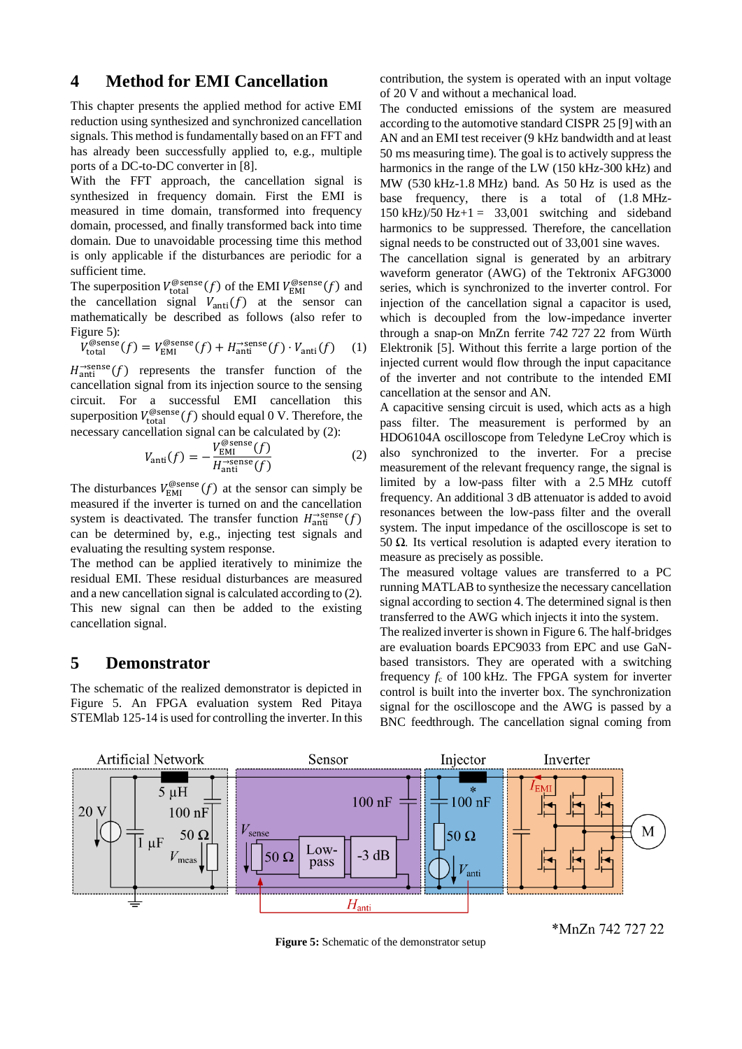## 4 Method for EMI Cancellation

This chapter presents the applied method for active EMI reduction using synthesized and synchronized cancellation signals. This method is fundamentally based on an FFT and has already been successfully applied to, e.g., multiple ports of a DC-to-DC converter in [8].

With the FFT approach, the cancellation signal is synthesized in frequency domain. First the EMI is measured in time domain, transformed into frequency domain, processed, and finally transformed back into time domain. Due to unavoidable processing time this method is only applicable if the disturbances are periodic for a sufficient time.

The superposition $V_{\text{total}}^{@\text{sense}}(f)$ of the EMI $V_{\text{EMI}}^{@\text{sense}}(f)$ and the cancellation signal $V_{\text{anti}}(f)$ at the sensor can mathematically be described as follows (also refer to Figure 5):

$$V_{\text{total}}^{@\text{sense}}(f) = V_{\text{EMI}}^{@\text{sense}}(f) + H_{\text{anti}}^{\rightarrow\text{sense}}(f) \cdot V_{\text{anti}}(f) \quad (1)$$

$H_{\text{anti}}^{\rightarrow\text{sense}}(f)$ represents the transfer function of the cancellation signal from its injection source to the sensing circuit. For a successful EMI cancellation this superposition $V_{\text{total}}^{@\text{sense}}(f)$ should equal 0 V. Therefore, the necessary cancellation signal can be calculated by (2):

$$V_{\text{anti}}(f) = -\frac{V_{\text{EMI}}^{@\text{sense}}(f)}{H_{\text{anti}}^{\rightarrow\text{sense}}(f)} \quad (2)$$

The disturbances $V_{\text{EMI}}^{@\text{sense}}(f)$ at the sensor can simply be measured if the inverter is turned on and the cancellation system is deactivated. The transfer function $H_{\text{anti}}^{\rightarrow\text{sense}}(f)$ can be determined by, e.g., injecting test signals and evaluating the resulting system response.

The method can be applied iteratively to minimize the residual EMI. These residual disturbances are measured and a new cancellation signal is calculated according to (2). This new signal can then be added to the existing cancellation signal.

## 5 Demonstrator

The schematic of the realized demonstrator is depicted in Figure 5. An FPGA evaluation system Red Pitaya STEMlab 125-14 is used for controlling the inverter. In this contribution, the system is operated with an input voltage of 20 V and without a mechanical load.

The conducted emissions of the system are measured according to the automotive standard CISPR 25 [9] with an AN and an EMI test receiver (9 kHz bandwidth and at least 50 ms measuring time). The goal is to actively suppress the harmonics in the range of the LW (150 kHz-300 kHz) and MW (530 kHz-1.8 MHz) band. As 50 Hz is used as the base frequency, there is a total of (1.8 MHz-150 kHz)/50 Hz+1 = 33,001 switching and sideband harmonics to be suppressed. Therefore, the cancellation signal needs to be constructed out of 33,001 sine waves.

The cancellation signal is generated by an arbitrary waveform generator (AWG) of the Tektronix AFG3000 series, which is synchronized to the inverter control. For injection of the cancellation signal a capacitor is used, which is decoupled from the low-impedance inverter through a snap-on MnZn ferrite 742 727 22 from Würth Elektronik [5]. Without this ferrite a large portion of the injected current would flow through the input capacitance of the inverter and not contribute to the intended EMI cancellation at the sensor and AN.

A capacitive sensing circuit is used, which acts as a high pass filter. The measurement is performed by an HDO6104A oscilloscope from Teledyne LeCroy which is also synchronized to the inverter. For a precise measurement of the relevant frequency range, the signal is limited by a low-pass filter with a 2.5 MHz cutoff frequency. An additional 3 dB attenuator is added to avoid resonances between the low-pass filter and the overall system. The input impedance of the oscilloscope is set to 50 Ω. Its vertical resolution is adapted every iteration to measure as precisely as possible.

The measured voltage values are transferred to a PC running MATLAB to synthesize the necessary cancellation signal according to section 4. The determined signal is then transferred to the AWG which injects it into the system.

The realized inverter is shown in Figure 6. The half-bridges are evaluation boards EPC9033 from EPC and use GaN-based transistors. They are operated with a switching frequency $f_c$ of 100 kHz. The FPGA system for inverter control is built into the inverter box. The synchronization signal for the oscilloscope and the AWG is passed by a BNC feedthrough. The cancellation signal coming from

**Figure 5:** Schematic of the demonstrator setup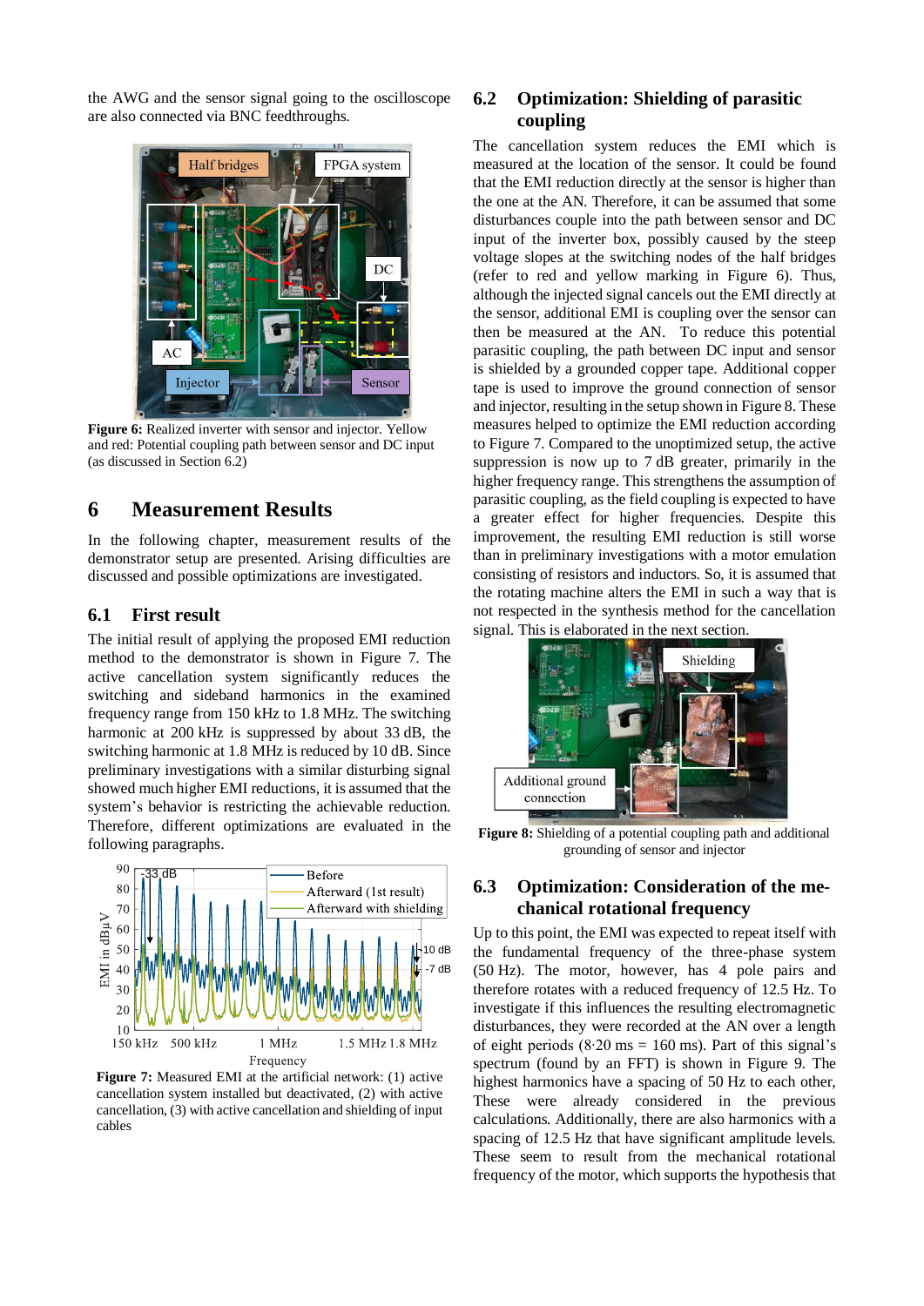the AWG and the sensor signal going to the oscilloscope are also connected via BNC feedthroughs.

**Figure 6:** Realized inverter with sensor and injector. Yellow and red: Potential coupling path between sensor and DC input (as discussed in Section 6.2)

## 6 Measurement Results

In the following chapter, measurement results of the demonstrator setup are presented. Arising difficulties are discussed and possible optimizations are investigated.

### 6.1 First result

The initial result of applying the proposed EMI reduction method to the demonstrator setup is shown in Figure 7. The active cancellation system significantly reduces the switching and sideband harmonics in the examined frequency range from 150 kHz to 1.8 MHz. The switching harmonic at 200 kHz is suppressed by about 33 dB, the switching harmonic at 1.8 MHz is reduced by 10 dB. Since preliminary investigations with a similar disturbing signal showed much higher EMI reductions, it is assumed that the system's behavior is restricting the achievable reduction. Therefore, different optimizations are evaluated in the following paragraphs.

**Figure 7:** Measured EMI at the artificial network: (1) active cancellation system installed but deactivated, (2) with active cancellation, (3) with active cancellation and shielding of input cables

### 6.2 Optimization: Shielding of parasitic coupling

The cancellation system reduces the EMI which is measured at the location of the sensor. It could be found that the EMI reduction directly at the sensor is higher than the one at the AN. Therefore, it can be assumed that some disturbances couple into the path between sensor and DC input of the inverter box, possibly caused by the steep voltage slopes at the switching nodes of the half bridges (refer to red and yellow marking in Figure 6). Thus, although the injected signal cancels out the EMI directly at the sensor, additional EMI is coupling over the sensor can then be measured at the AN. To reduce this potential parasitic coupling, the path between DC input and sensor is shielded by a grounded copper tape. Additional copper tape is used to improve the ground connection of sensor and injector, resulting in the setup shown in Figure 8. These measures helped to optimize the EMI reduction according to Figure 7. Compared to the unoptimized setup, the active suppression is now up to 7 dB greater, primarily in the higher frequency range. This strengthens the assumption of parasitic coupling, as the field coupling is expected to have a greater effect for higher frequencies. Despite this improvement, the resulting EMI reduction is still worse than in preliminary investigations with a motor emulation consisting of resistors and inductors. So, it is assumed that the rotating machine alters the EMI in such a way that is not respected in the synthesis method for the cancellation signal. This is elaborated in the next section.

**Figure 8:** Shielding of a potential coupling path and additional grounding of sensor and injector

### 6.3 Optimization: Consideration of the mechanical rotational frequency

Up to this point, the EMI was expected to repeat itself with the fundamental frequency of the three-phase system (50 Hz). The motor, however, has 4 pole pairs and therefore rotates with a reduced frequency of 12.5 Hz. To investigate if this influences the resulting electromagnetic disturbances, they were recorded at the AN over a length of eight periods ($8 \cdot 20$ ms = 160 ms). Part of this signal's spectrum (found by an FFT) is shown in Figure 9. The highest harmonics have a spacing of 50 Hz to each other, These were already considered in the previous calculations. Additionally, there are also harmonics with a spacing of 12.5 Hz that have significant amplitude levels. These seem to result from the mechanical rotational frequency of the motor, which supports the hypothesis that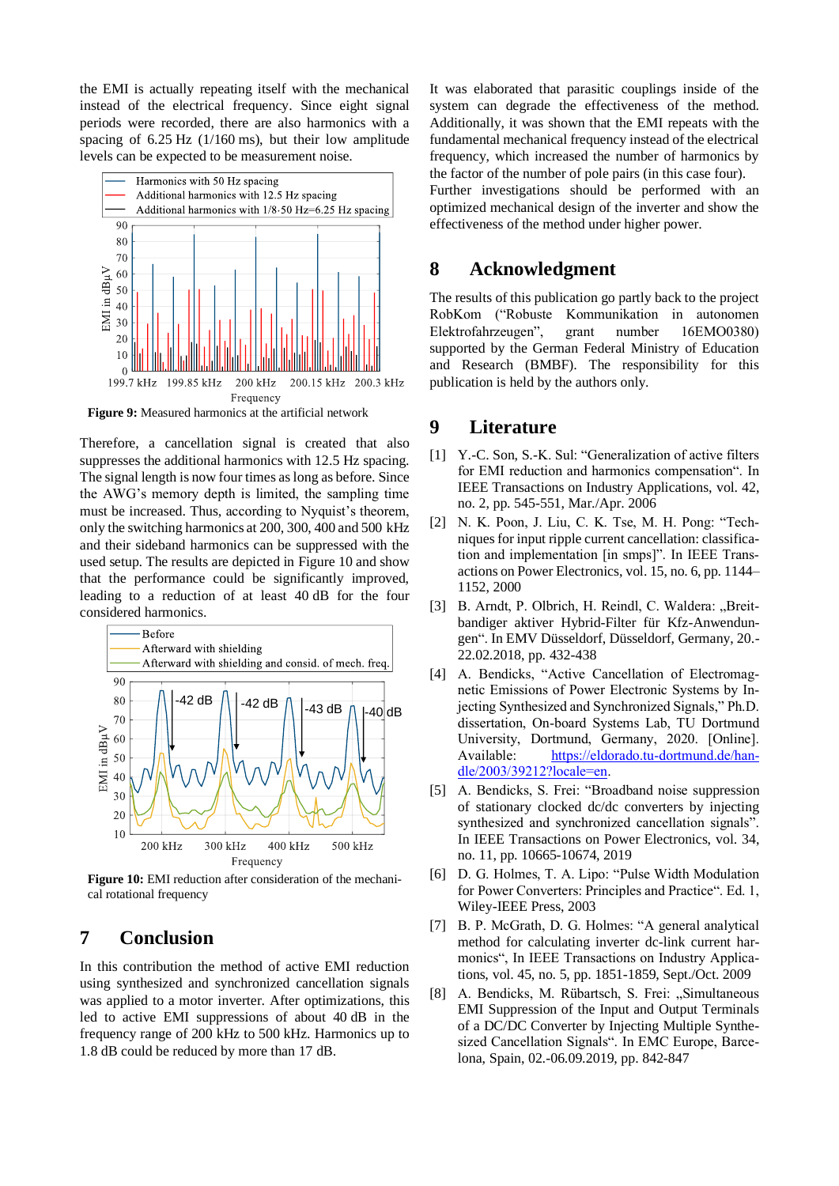the EMI is actually repeating itself with the mechanical instead of the electrical frequency. Since eight signal periods were recorded, there are also harmonics with a spacing of 6.25 Hz (1/160 ms), but their low amplitude levels can be expected to be measurement noise.

**Figure 9:** Measured harmonics at the artificial network

Therefore, a cancellation signal is created that also suppresses the additional harmonics with 12.5 Hz spacing. The signal length is now four times as long as before. Since the AWG's memory depth is limited, the sampling time must be increased. Thus, according to Nyquist's theorem, only the switching harmonics at 200, 300, 400 and 500 kHz and their sideband harmonics can be suppressed with the used setup. The results are depicted in Figure 10 and show that the performance could be significantly improved, leading to a reduction of at least 40 dB for the four considered harmonics.

**Figure 10:** EMI reduction after consideration of the mechanical rotational frequency

## 7 Conclusion

In this contribution the method of active EMI reduction using synthesized and synchronized cancellation signals was applied to a motor inverter. After optimizations, this led to active EMI suppressions of about 40 dB in the frequency range of 200 kHz to 500 kHz. Harmonics up to 1.8 dB could be reduced by more than 17 dB.

It was elaborated that parasitic couplings inside of the system can degrade the effectiveness of the method. Additionally, it was shown that the EMI repeats with the fundamental mechanical frequency instead of the electrical frequency, which increased the number of harmonics by the factor of the number of pole pairs (in this case four). Further investigations should be performed with an optimized mechanical design of the inverter and show the effectiveness of the method under higher power.

## 8 Acknowledgment

The results of this publication go partly back to the project RobKom ("Robuste Kommunikation in autonomen Elektrofahrzeugen", grant number 16EMO0380) supported by the German Federal Ministry of Education and Research (BMBF). The responsibility for this publication is held by the authors only.

## 9 Literature

[1] Y.-C. Son, S.-K. Sul: "Generalization of active filters for EMI reduction and harmonics compensation". In IEEE Transactions on Industry Applications, vol. 42, no. 2, pp. 545-551, Mar./Apr. 2006

[2] N. K. Poon, J. Liu, C. K. Tse, M. H. Pong: "Techniques for input ripple current cancellation: classification and implementation [in smps]". In IEEE Transactions on Power Electronics, vol. 15, no. 6, pp. 1144–1152, 2000

[3] B. Arndt, P. Olbrich, H. Reindl, C. Waldera: „Breitbandiger aktiver Hybrid-Filter für Kfz-Anwendungen". In EMV Düsseldorf, Düsseldorf, Germany, 20.-22.02.2018, pp. 432-438

[4] A. Bendicks, "Active Cancellation of Electromagnetic Emissions of Power Electronic Systems by Injecting Synthesized and Synchronized Signals," Ph.D. dissertation, On-board Systems Lab, TU Dortmund University, Dortmund, Germany, 2020. [Online]. Available: https://eldorado.tu-dortmund.de/handle/2003/39212?locale=en.

[5] A. Bendicks, S. Frei: "Broadband noise suppression of stationary clocked dc/dc converters by injecting synthesized and synchronized cancellation signals". In IEEE Transactions on Power Electronics, vol. 34, no. 11, pp. 10665-10674, 2019

[6] D. G. Holmes, T. A. Lipo: "Pulse Width Modulation for Power Converters: Principles and Practice". Ed. 1, Wiley-IEEE Press, 2003

[7] B. P. McGrath, D. G. Holmes: "A general analytical method for calculating inverter dc-link current harmonics", In IEEE Transactions on Industry Applications, vol. 45, no. 5, pp. 1851-1859, Sept./Oct. 2009

[8] A. Bendicks, M. Rübartsch, S. Frei: „Simultaneous EMI Suppression of the Input and Output Terminals of a DC/DC Converter by Injecting Multiple Synthesized Cancellation Signals". In EMC Europe, Barcelona, Spain, 02.-06.09.2019, pp. 842-847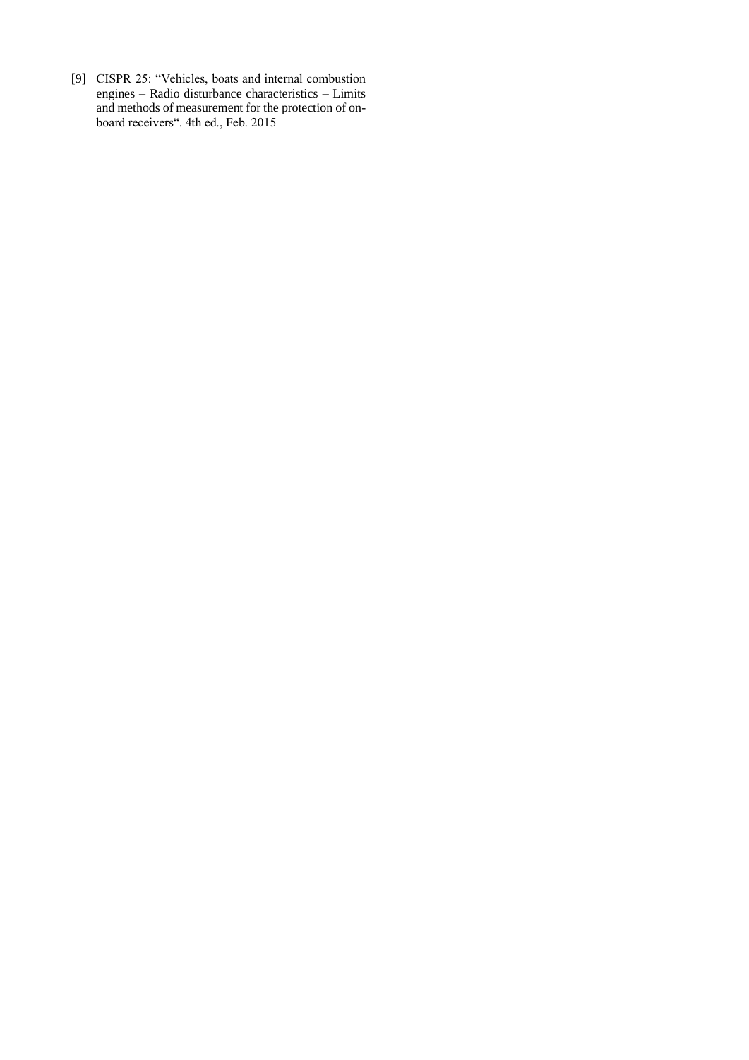[9] CISPR 25: "Vehicles, boats and internal combustion engines – Radio disturbance characteristics – Limits and methods of measurement for the protection of on-board receivers". 4th ed., Feb. 2015